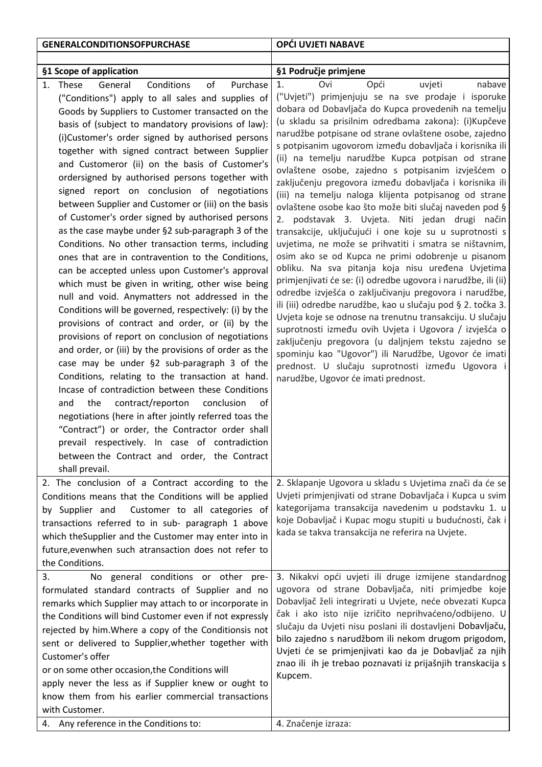| GENERALCONDITIONSOFPURCHASE | OPĆI UVJETI NABAVE |
|---|---|
| | |
| **§1 Scope of application** | **§1 Područje primjene** |
| 1. These General Conditions of Purchase ("Conditions") apply to all sales and supplies of Goods by Suppliers to Customer transacted on the basis of (subject to mandatory provisions of law): (i)Customer's order signed by authorised persons together with signed contract between Supplier and Customeror (ii) on the basis of Customer's ordersigned by authorised persons together with signed report on conclusion of negotiations between Supplier and Customer or (iii) on the basis of Customer's order signed by authorised persons as the case maybe under §2 sub-paragraph 3 of the Conditions. No other transaction terms, including ones that are in contravention to the Conditions, can be accepted unless upon Customer's approval which must be given in writing, other wise being null and void. Anymatters not addressed in the Conditions will be governed, respectively: (i) by the provisions of contract and order, or (ii) by the provisions of report on conclusion of negotiations and order, or (iii) by the provisions of order as the case may be under §2 sub-paragraph 3 of the Conditions, relating to the transaction at hand. Incase of contradiction between these Conditions and the contract/reporton conclusion of negotiations (here in after jointly referred toas the "Contract") or order, the Contractor order shall prevail respectively. In case of contradiction between the Contract and order, the Contract shall prevail. | 1. Ovi Opći uvjeti nabave ("Uvjeti") primjenjuju se na sve prodaje i isporuke dobara od Dobavljača do Kupca provedenih na temelju (u skladu sa prisilnim odredbama zakona): (i)Kupčeve narudžbe potpisane od strane ovlaštene osobe, zajedno s potpisanim ugovorom između dobavljača i korisnika ili (ii) na temelju narudžbe Kupca potpisan od strane ovlaštene osobe, zajedno s potpisanim izvješćem o zaključenju pregovora između dobavljača i korisnika ili (iii) na temelju naloga klijenta potpisanog od strane ovlaštene osobe kao što može biti slučaj naveden pod § 2. podstavak 3. Uvjeta. Niti jedan drugi način transakcije, uključujući i one koje su u suprotnosti s uvjetima, ne može se prihvatiti i smatra se ništavnim, osim ako se od Kupca ne primi odobrenje u pisanom obliku. Na sva pitanja koja nisu uređena Uvjetima primjenjivati će se: (i) odredbe ugovora i narudžbe, ili (ii) odredbe izvješća o zaključivanju pregovora i narudžbe, ili (iii) odredbe narudžbe, kao u slučaju pod § 2. točka 3. Uvjeta koje se odnose na trenutnu transakciju. U slučaju suprotnosti između ovih Uvjeta i Ugovora / izvješća o zaključenju pregovora (u daljnjem tekstu zajedno se spominju kao "Ugovor") ili Narudžbe, Ugovor će imati prednost. U slučaju suprotnosti između Ugovora i narudžbe, Ugovor će imati prednost. |
| 2. The conclusion of a Contract according to the Conditions means that the Conditions will be applied by Supplier and Customer to all categories of transactions referred to in sub- paragraph 1 above which theSupplier and the Customer may enter into in future,evenwhen such atransaction does not refer to the Conditions. | 2. Sklapanje Ugovora u skladu s Uvjetima znači da će se Uvjeti primjenjivati od strane Dobavljača i Kupca u svim kategorijama transakcija navedenim u podstavku 1. u koje Dobavljač i Kupac mogu stupiti u budućnosti, čak i kada se takva transakcija ne referira na Uvjete. |
| 3. No general conditions or other pre-formulated standard contracts of Supplier and no remarks which Supplier may attach to or incorporate in the Conditions will bind Customer even if not expressly rejected by him.Where a copy of the Conditionsis not sent or delivered to Supplier,whether together with Customer's offer or on some other occasion,the Conditions will apply never the less as if Supplier knew or ought to know them from his earlier commercial transactions with Customer. | 3. Nikakvi opći uvjeti ili druge izmijene standardnog ugovora od strane Dobavljača, niti primjedbe koje Dobavljač želi integrirati u Uvjete, neće obvezati Kupca čak i ako isto nije izričito neprihvaćeno/odbijeno. U slučaju da Uvjeti nisu poslani ili dostavljeni Dobavljaču, bilo zajedno s narudžbom ili nekom drugom prigodom, Uvjeti će se primjenjivati kao da je Dobavljač za njih znao ili ih je trebao poznavati iz prijašnjih transkacija s Kupcem. |
| 4. Any reference in the Conditions to: | 4. Značenje izraza: |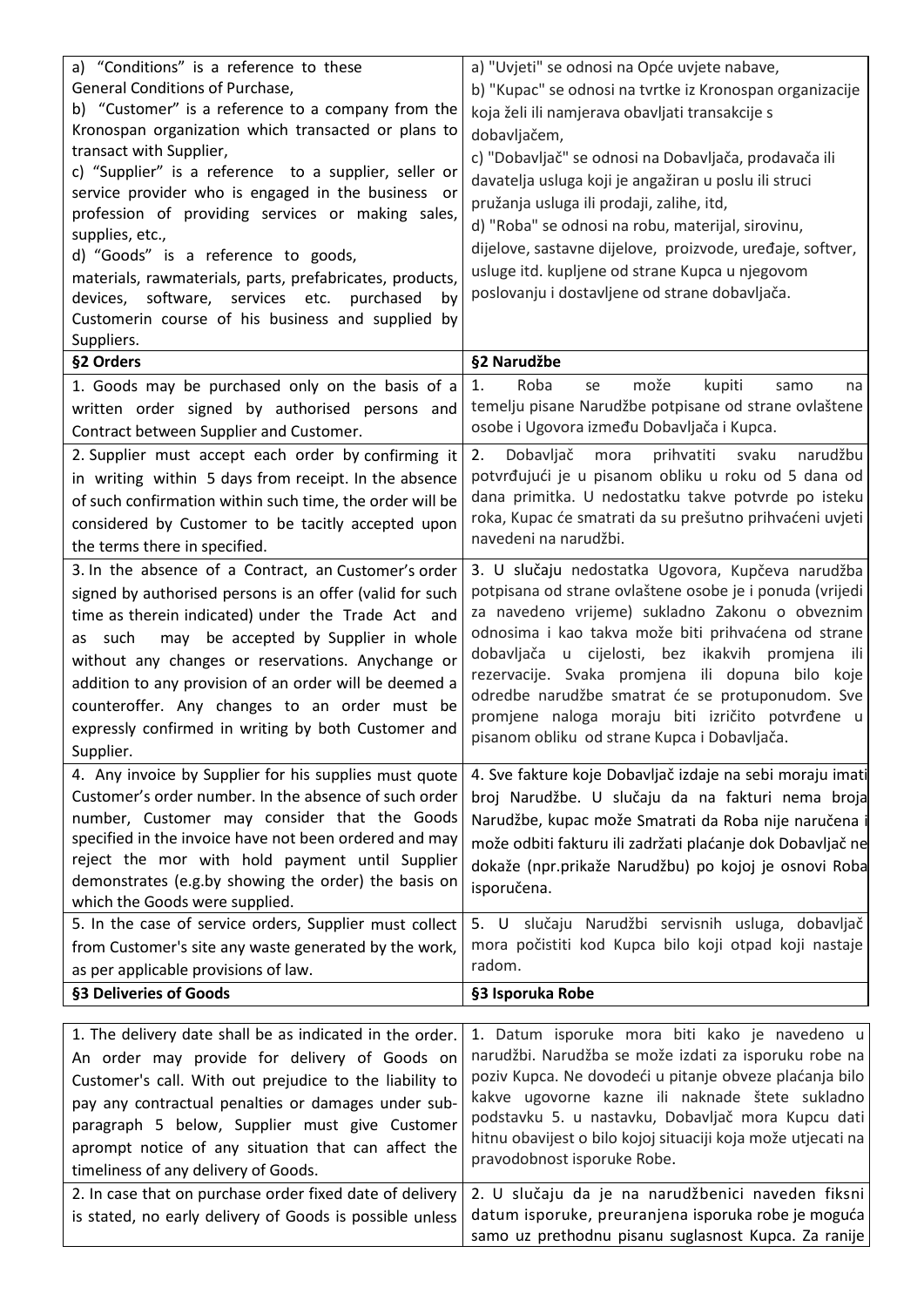| a) "Conditions" is a reference to these General Conditions of Purchase,<br>b) "Customer" is a reference to a company from the Kronospan organization which transacted or plans to transact with Supplier,<br>c) "Supplier" is a reference to a supplier, seller or service provider who is engaged in the business or profession of providing services or making sales, supplies, etc.,<br>d) "Goods" is a reference to goods, materials, rawmaterials, parts, prefabricates, products, devices, software, services etc. purchased by Customerin course of his business and supplied by Suppliers. | a) "Uvjeti" se odnosi na Opće uvjete nabave,<br>b) "Kupac" se odnosi na tvrtke iz Kronospan organizacije koja želi ili namjerava obavljati transakcije s dobavljačem,<br>c) "Dobavljač" se odnosi na Dobavljača, prodavača ili davatelja usluga koji je angažiran u poslu ili struci pružanja usluga ili prodaji, zalihe, itd,<br>d) "Roba" se odnosi na robu, materijal, sirovinu, dijelove, sastavne dijelove, proizvode, uređaje, softver, usluge itd. kupljene od strane Kupca u njegovom poslovanju i dostavljene od strane dobavljača. |
|---|---|
| **§2 Orders** | **§2 Narudžbe** |
| 1. Goods may be purchased only on the basis of a written order signed by authorised persons and Contract between Supplier and Customer. | 1. Roba se može kupiti samo na temelju pisane Narudžbe potpisane od strane ovlaštene osobe i Ugovora između Dobavljača i Kupca. |
| 2. Supplier must accept each order by confirming it in writing within 5 days from receipt. In the absence of such confirmation within such time, the order will be considered by Customer to be tacitly accepted upon the terms there in specified. | 2. Dobavljač mora prihvatiti svaku narudžbu potvrđujući je u pisanom obliku u roku od 5 dana od dana primitka. U nedostatku takve potvrde po isteku roka, Kupac će smatrati da su prešutno prihvaćeni uvjeti navedeni na narudžbi. |
| 3. In the absence of a Contract, an Customer's order signed by authorised persons is an offer (valid for such time as therein indicated) under the Trade Act and as such may be accepted by Supplier in whole without any changes or reservations. Anychange or addition to any provision of an order will be deemed a counteroffer. Any changes to an order must be expressly confirmed in writing by both Customer and Supplier. | 3. U slučaju nedostatka Ugovora, Kupčeva narudžba potpisana od strane ovlaštene osobe je i ponuda (vrijedi za navedeno vrijeme) sukladno Zakonu o obveznim odnosima i kao takva može biti prihvaćena od strane dobavljača u cijelosti, bez ikakvih promjena ili rezervacije. Svaka promjena ili dopuna bilo koje odredbe narudžbe smatrat će se protuponudom. Sve promjene naloga moraju biti izričito potvrđene u pisanom obliku od strane Kupca i Dobavljača. |
| 4. Any invoice by Supplier for his supplies must quote Customer's order number. In the absence of such order number, Customer may consider that the Goods specified in the invoice have not been ordered and may reject the mor with hold payment until Supplier demonstrates (e.g.by showing the order) the basis on which the Goods were supplied. | 4. Sve fakture koje Dobavljač izdaje na sebi moraju imati broj Narudžbe. U slučaju da na fakturi nema broja Narudžbe, kupac može Smatrati da Roba nije naručena i može odbiti fakturu ili zadržati plaćanje dok Dobavljač ne dokaže (npr.prikaže Narudžbu) po kojoj je osnovi Roba isporučena. |
| 5. In the case of service orders, Supplier must collect from Customer's site any waste generated by the work, as per applicable provisions of law. | 5. U slučaju Narudžbi servisnih usluga, dobavljač mora počistiti kod Kupca bilo koji otpad koji nastaje radom. |
| **§3 Deliveries of Goods** | **§3 Isporuka Robe** |
| 1. The delivery date shall be as indicated in the order. An order may provide for delivery of Goods on Customer's call. With out prejudice to the liability to pay any contractual penalties or damages under sub-paragraph 5 below, Supplier must give Customer aprompt notice of any situation that can affect the timeliness of any delivery of Goods. | 1. Datum isporuke mora biti kako je navedeno u narudžbi. Narudžba se može izdati za isporuku robe na poziv Kupca. Ne dovodeći u pitanje obveze plaćanja bilo kakve ugovorne kazne ili naknade štete sukladno podstavku 5. u nastavku, Dobavljač mora Kupcu dati hitnu obavijest o bilo kojoj situaciji koja može utjecati na pravodobnost isporuke Robe. |
| 2. In case that on purchase order fixed date of delivery is stated, no early delivery of Goods is possible unless | 2. U slučaju da je na narudžbenici naveden fiksni datum isporuke, preuranjena isporuka robe je moguća samo uz prethodnu pisanu suglasnost Kupca. Za ranije |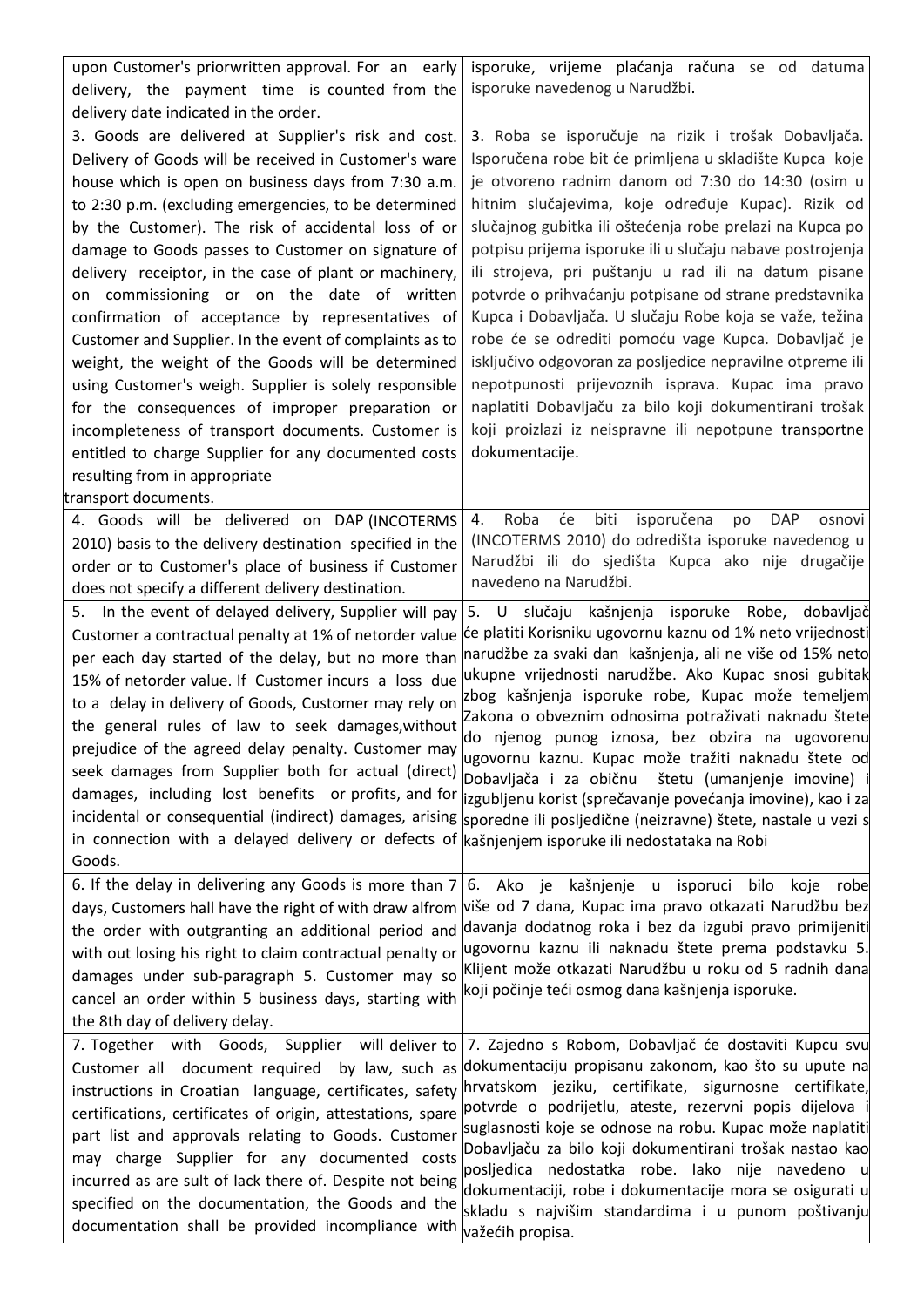| | |
|---|---|
| upon Customer's priorwritten approval. For an early delivery, the payment time is counted from the delivery date indicated in the order. | isporuke, vrijeme plaćanja računa se od datuma isporuke navedenog u Narudžbi. |
| 3. Goods are delivered at Supplier's risk and cost. Delivery of Goods will be received in Customer's ware house which is open on business days from 7:30 a.m. to 2:30 p.m. (excluding emergencies, to be determined by the Customer). The risk of accidental loss of or damage to Goods passes to Customer on signature of delivery receiptor, in the case of plant or machinery, on commissioning or on the date of written confirmation of acceptance by representatives of Customer and Supplier. In the event of complaints as to weight, the weight of the Goods will be determined using Customer's weigh. Supplier is solely responsible for the consequences of improper preparation or incompleteness of transport documents. Customer is entitled to charge Supplier for any documented costs resulting from in appropriate transport documents. | 3. Roba se isporučuje na rizik i trošak Dobavljača. Isporučena robe bit će primljena u skladište Kupca koje je otvoreno radnim danom od 7:30 do 14:30 (osim u hitnim slučajevima, koje određuje Kupac). Rizik od slučajnog gubitka ili oštećenja robe prelazi na Kupca po potpisu prijema isporuke ili u slučaju nabave postrojenja ili strojeva, pri puštanju u rad ili na datum pisane potvrde o prihvaćanju potpisane od strane predstavnika Kupca i Dobavljača. U slučaju Robe koja se važe, težina robe će se odrediti pomoću vage Kupca. Dobavljač je isključivo odgovoran za posljedice nepravilne otpreme ili nepotpunosti prijevoznih isprava. Kupac ima pravo naplatiti Dobavljaču za bilo koji dokumentirani trošak koji proizlazi iz neispravne ili nepotpune transportne dokumentacije. |
| 4. Goods will be delivered on DAP (INCOTERMS 2010) basis to the delivery destination specified in the order or to Customer's place of business if Customer does not specify a different delivery destination. | 4. Roba će biti isporučena po DAP osnovi (INCOTERMS 2010) do odredišta isporuke navedenog u Narudžbi ili do sjedišta Kupca ako nije drugačije navedeno na Narudžbi. |
| 5. In the event of delayed delivery, Supplier will pay Customer a contractual penalty at 1% of netorder value per each day started of the delay, but no more than 15% of netorder value. If Customer incurs a loss due to a delay in delivery of Goods, Customer may rely on the general rules of law to seek damages,without prejudice of the agreed delay penalty. Customer may seek damages from Supplier both for actual (direct) damages, including lost benefits or profits, and for incidental or consequential (indirect) damages, arising in connection with a delayed delivery or defects of Goods. | 5. U slučaju kašnjenja isporuke Robe, dobavljač će platiti Korisniku ugovornu kaznu od 1% neto vrijednosti narudžbe za svaki dan kašnjenja, ali ne više od 15% neto ukupne vrijednosti narudžbe. Ako Kupac snosi gubitak zbog kašnjenja isporuke robe, Kupac može temeljem Zakona o obveznim odnosima potraživati naknadu štete do njenog punog iznosa, bez obzira na ugovornu ugovornu kaznu. Kupac može tražiti naknadu štete od Dobavljača i za običnu štetu (umanjenje imovine) i izgubljenu korist (sprečavanje povećanja imovine), kao i za sporedne ili posljedične (neizravne) štete, nastale u vezi s kašnjenjem isporuke ili nedostataka na Robi |
| 6. If the delay in delivering any Goods is more than 7 days, Customers hall have the right of with draw alfrom the order with outgranting an additional period and with out losing his right to claim contractual penalty or damages under sub-paragraph 5. Customer may so cancel an order within 5 business days, starting with the 8th day of delivery delay. | 6. Ako je kašnjenje u isporuci bilo koje robe više od 7 dana, Kupac ima pravo otkazati Narudžbu bez davanja dodatnog roka i bez da izgubi pravo primijeniti ugovornu kaznu ili naknadu štete prema podstavku 5. Klijent može otkazati Narudžbu u roku od 5 radnih dana koji počinje teći osmog dana kašnjenja isporuke. |
| 7. Together with Goods, Supplier will deliver to Customer all document required by law, such as instructions in Croatian language, certificates, safety certifications, certificates of origin, attestations, spare part list and approvals relating to Goods. Customer may charge Supplier for any documented costs incurred as are sult of lack there of. Despite not being specified on the documentation, the Goods and the documentation shall be provided incompliance with | 7. Zajedno s Robom, Dobavljač će dostaviti Kupcu svu dokumentaciju propisanu zakonom, kao što su upute na hrvatskom jeziku, certifikate, sigurnosne certifikate, potvrde o podrijetlu, ateste, rezervni popis dijelova i suglasnosti koje se odnose na robu. Kupac može naplatiti Dobavljaču za bilo koji dokumentirani trošak nastao kao posljedica nedostatka robe. Iako nije navedeno u dokumentaciji, robe i dokumentacije mora se osigurati u skladu s najvišim standardima i u punom poštivanju važećih propisa. |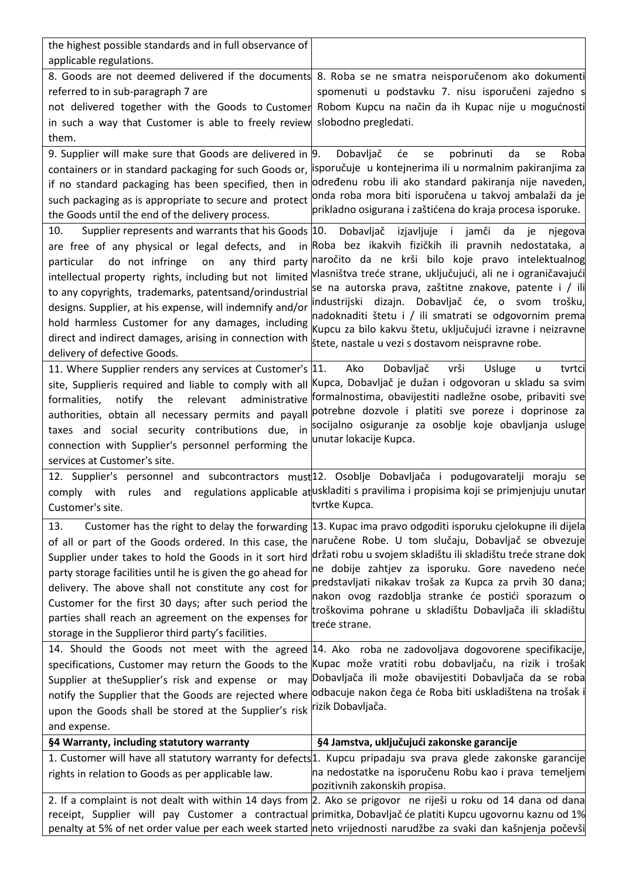| | |
|---|---|
| the highest possible standards and in full observance of applicable regulations. | |
| 8. Goods are not deemed delivered if the documents referred to in sub-paragraph 7 are not delivered together with the Goods to Customer in such a way that Customer is able to freely review them. | 8. Roba se ne smatra neisporučenom ako dokumenti spomenuti u podstavku 7. nisu isporučeni zajedno s Robom Kupcu na način da ih Kupac nije u mogućnosti slobodno pregledati. |
| 9. Supplier will make sure that Goods are delivered in containers or in standard packaging for such Goods or, if no standard packaging has been specified, then in such packaging as is appropriate to secure and protect the Goods until the end of the delivery process. | 9. Dobavljač će se pobrinuti da se Roba isporučuje u kontejnerima ili u normalnim pakiranjima za određenu robu ili ako standard pakiranja nije naveden, onda roba mora biti isporučena u takvoj ambalaži da je prikladno osigurana i zaštićena do kraja procesa isporuke. |
| 10. Supplier represents and warrants that his Goods are free of any physical or legal defects, and in particular do not infringe on any third party intellectual property rights, including but not limited to any copyrights, trademarks, patentsand/orindustrial designs. Supplier, at his expense, will indemnify and/or hold harmless Customer for any damages, including direct and indirect damages, arising in connection with delivery of defective Goods. | 10. Dobavljač izjavljuje i jamči da je njegova Roba bez ikakvih fizičkih ili pravnih nedostataka, a naročito da ne krši bilo koje pravo intelektualnog vlasništva treće strane, uključujući, ali ne i ograničavajući se na autorska prava, zaštitne znakove, patente i / ili industrijski dizajn. Dobavljač će, o svom trošku, nadoknaditi štetu i / ili smatrati se odgovornim prema Kupcu za bilo kakvu štetu, uključujući izravne i neizravne štete, nastale u vezi s dostavom neispravne robe. |
| 11. Where Supplier renders any services at Customer's site, Supplieris required and liable to comply with all formalities, notify the relevant administrative authorities, obtain all necessary permits and payall taxes and social security contributions due, in connection with Supplier's personnel performing the services at Customer's site. | 11. Ako Dobavljač vrši Usluge u tvrtci Kupca, Dobavljač je dužan i odgovoran u skladu sa svim formalnostima, obavijestiti nadležne osobe, pribaviti sve potrebne dozvole i platiti sve poreze i doprinose za socijalno osiguranje za osoblje koje obavljanja usluge unutar lokacije Kupca. |
| 12. Supplier's personnel and subcontractors must comply with rules and regulations applicable at Customer's site. | 12. Osoblje Dobavljača i podugovaratelji moraju se uskladiti s pravilima i propisima koji se primjenjuju unutar tvrtke Kupca. |
| 13. Customer has the right to delay the forwarding of all or part of the Goods ordered. In this case, the Supplier under takes to hold the Goods in it sort hird party storage facilities until he is given the go ahead for delivery. The above shall not constitute any cost for Customer for the first 30 days; after such period the parties shall reach an agreement on the expenses for storage in the Supplieror third party's facilities. | 13. Kupac ima pravo odgoditi isporuku cjelokupne ili dijela naručene Robe. U tom slučaju, Dobavljač se obvezuje držati robu u svojem skladištu ili skladištu treće strane dok ne dobije zahtjev za isporuku. Gore navedeno neće predstavljati nikakav trošak za Kupca za prvih 30 dana; nakon ovog razdoblja stranke će postići sporazum o troškovima pohrane u skladištu Dobavljača ili skladištu treće strane. |
| 14. Should the Goods not meet with the agreed specifications, Customer may return the Goods to the Supplier at theSupplier's risk and expense or may notify the Supplier that the Goods are rejected where upon the Goods shall be stored at the Supplier's risk and expense. | 14. Ako roba ne zadovoljava dogovorene specifikacije, Kupac može vratiti robu dobavljaču, na rizik i trošak Dobavljača ili može obavijestiti Dobavljača da se roba odbacuje nakon čega će Roba biti uskladištena na trošak i rizik Dobavljača. |
| **§4 Warranty, including statutory warranty** | **§4 Jamstva, uključujući zakonske garancije** |
| 1. Customer will have all statutory warranty for defects rights in relation to Goods as per applicable law. | 1. Kupcu pripadaju sva prava glede zakonske garancije na nedostatke na isporučenu Robu kao i prava temeljem pozitivnih zakonskih propisa. |
| 2. If a complaint is not dealt with within 14 days from receipt, Supplier will pay Customer a contractual penalty at 5% of net order value per each week started | 2. Ako se prigovor ne riješi u roku od 14 dana od dana primitka, Dobavljač će platiti Kupcu ugovornu kaznu od 1% neto vrijednosti narudžbe za svaki dan kašnjenja počevši |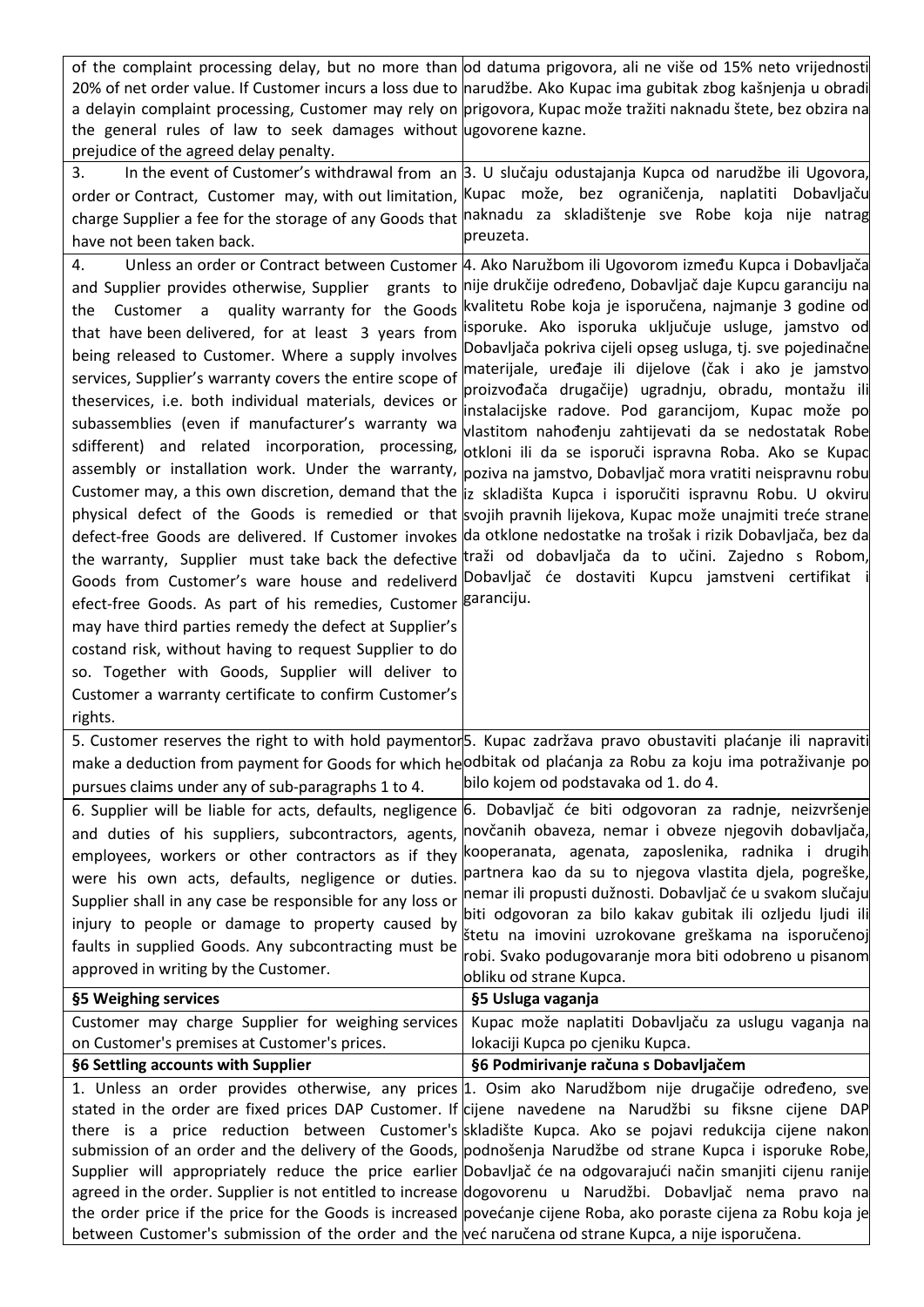| | |
|---|---|
| of the complaint processing delay, but no more than 20% of net order value. If Customer incurs a loss due to a delayin complaint processing, Customer may rely on the general rules of law to seek damages without prejudice of the agreed delay penalty. | od datuma prigovora, ali ne više od 15% neto vrijednosti narudžbe. Ako Kupac ima gubitak zbog kašnjenja u obradi prigovora, Kupac može tražiti naknadu štete, bez obzira na ugovorene kazne. |
| 3. In the event of Customer's withdrawal from an order or Contract, Customer may, with out limitation, charge Supplier a fee for the storage of any Goods that have not been taken back. | 3. U slučaju odustajanja Kupca od narudžbe ili Ugovora, Kupac može, bez ograničenja, naplatiti Dobavljaču naknadu za skladištenje sve Robe koja nije natrag preuzeta. |
| 4. Unless an order or Contract between Customer and Supplier provides otherwise, Supplier grants to the Customer a quality warranty for the Goods that have been delivered, for at least 3 years from being released to Customer. Where a supply involves services, Supplier's warranty covers the entire scope of theservices, i.e. both individual materials, devices or subassemblies (even if manufacturer's warranty wa sdifferent) and related incorporation, processing, assembly or installation work. Under the warranty, Customer may, a this own discretion, demand that the physical defect of the Goods is remedied or that defect-free Goods are delivered. If Customer invokes the warranty, Supplier must take back the defective Goods from Customer's ware house and redeliverd efect-free Goods. As part of his remedies, Customer may have third parties remedy the defect at Supplier's costand risk, without having to request Supplier to do so. Together with Goods, Supplier will deliver to Customer a warranty certificate to confirm Customer's rights. | 4. Ako Naružbom ili Ugovorom između Kupca i Dobavljača nije drukčije određeno, Dobavljač daje Kupcu garanciju na kvalitetu Robe koja je isporučena, najmanje 3 godine od isporuke. Ako isporuka uključuje usluge, jamstvo od Dobavljača pokriva cijeli opseg usluga, tj. sve pojedinačne materijale, uređaje ili dijelove (čak i ako je jamstvo proizvođača drugačije) ugradnju, obradu, montažu ili instalacijske radove. Pod garancijom, Kupac može po vlastitom nahođenju zahtijevati da se nedostatak Robe otkloni ili da se isporuči ispravna Roba. Ako se Kupac poziva na jamstvo, Dobavljač mora vratiti neispravnu robu iz skladišta Kupca i isporučiti ispravnu Robu. U okviru svojih pravnih lijekova, Kupac može unajmiti treće strane da otklone nedostatke na trošak i rizik Dobavljača, bez da traži od dobavljača da to učini. Zajedno s Robom, Dobavljač će dostaviti Kupcu jamstveni certifikat i garanciju. |
| 5. Customer reserves the right to with hold paymentor make a deduction from payment for Goods for which he pursues claims under any of sub-paragraphs 1 to 4. | 5. Kupac zadržava pravo obustaviti plaćanje ili napraviti odbitak od plaćanja za Robu za koju ima potraživanje po bilo kojem od podstavaka od 1. do 4. |
| 6. Supplier will be liable for acts, defaults, negligence and duties of his suppliers, subcontractors, agents, employees, workers or other contractors as if they were his own acts, defaults, negligence or duties. Supplier shall in any case be responsible for any loss or injury to people or damage to property caused by faults in supplied Goods. Any subcontracting must be approved in writing by the Customer. | 6. Dobavljač će biti odgovoran za radnje, neizvršenje novčanih obaveza, nemar i obveze njegovih dobavljača, kooperanata, agenata, zaposlenika, radnika i drugih partnera kao da su to njegova vlastita djela, pogreške, nemar ili propusti dužnosti. Dobavljač će u svakom slučaju biti odgovoran za bilo kakav gubitak ili ozljedu ljudi ili štetu na imovini uzrokovane greškama na isporučenoj robi. Svako podugovaranje mora biti odobreno u pisanom obliku od strane Kupca. |
| **§5 Weighing services** | **§5 Usluga vaganja** |
| Customer may charge Supplier for weighing services on Customer's premises at Customer's prices. | Kupac može naplatiti Dobavljaču za uslugu vaganja na lokaciji Kupca po cjeniku Kupca. |
| **§6 Settling accounts with Supplier** | **§6 Podmirivanje računa s Dobavljačem** |
| 1. Unless an order provides otherwise, any prices stated in the order are fixed prices DAP Customer. If there is a price reduction between Customer's submission of an order and the delivery of the Goods, Supplier will appropriately reduce the price earlier agreed in the order. Supplier is not entitled to increase the order price if the price for the Goods is increased between Customer's submission of the order and the | 1. Osim ako Narudžbom nije drugačije određeno, sve cijene navedene na Narudžbi su fiksne cijene DAP skladište Kupca. Ako se pojavi redukcija cijene nakon podnošenja Narudžbe od strane Kupca i isporuke Robe, Dobavljač će na odgovarajući način smanjiti cijenu ranije dogovorenu u Narudžbi. Dobavljač nema pravo na povećanje cijene Roba, ako poraste cijena za Robu koja je već naručena od strane Kupca, a nije isporučena. |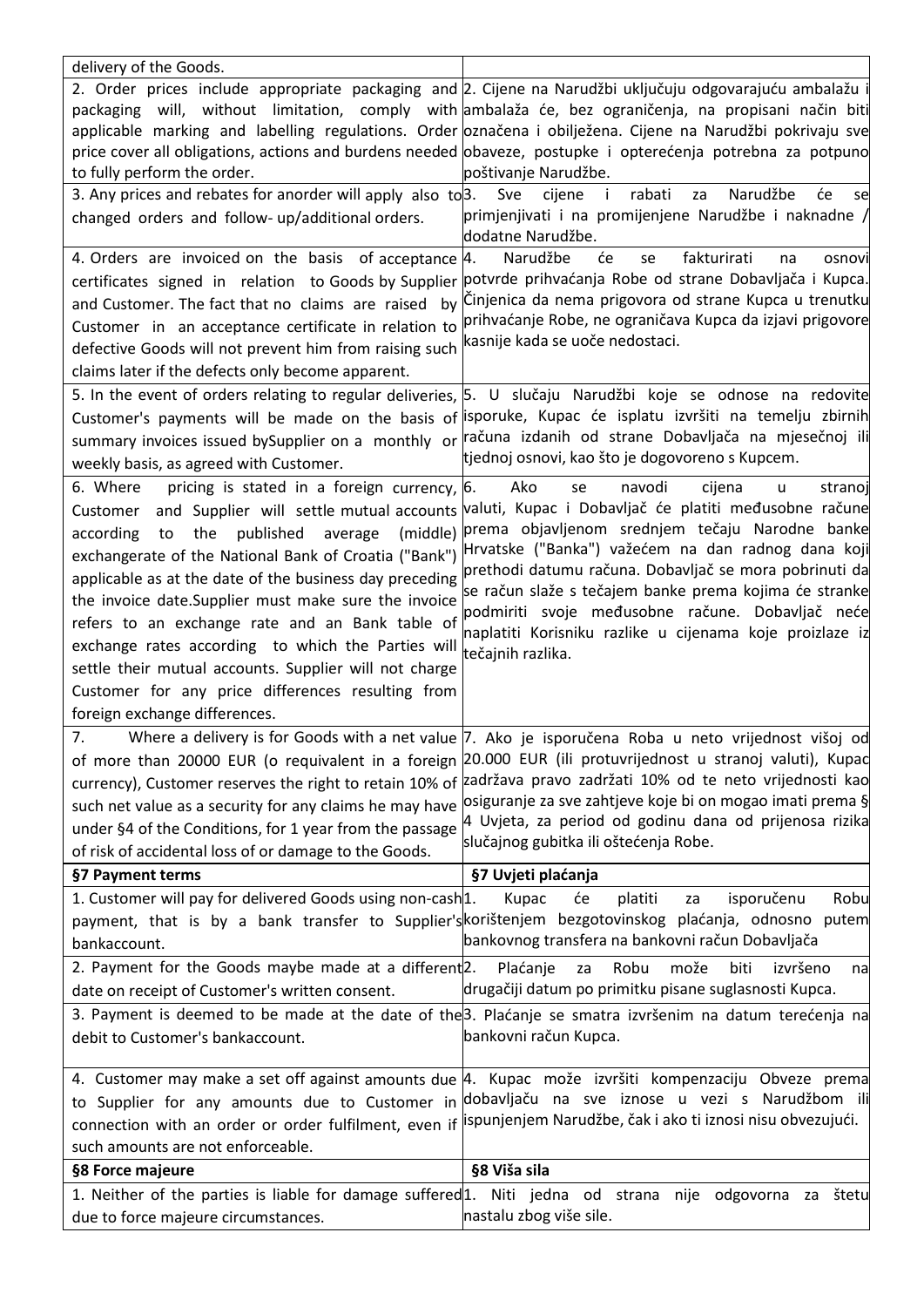| delivery of the Goods. | |
|---|---|
| 2. Order prices include appropriate packaging and packaging will, without limitation, comply with applicable marking and labelling regulations. Order price cover all obligations, actions and burdens needed to fully perform the order. | 2. Cijene na Narudžbi uključuju odgovarajuću ambalažu i ambalaža će, bez ograničenja, na propisani način biti označena i obilježena. Cijene na Narudžbi pokrivaju sve obaveze, postupke i opterećenja potrebna za potpuno poštivanje Narudžbe. |
| 3. Any prices and rebates for anorder will apply also to changed orders and follow- up/additional orders. | 3. Sve cijene i rabati za Narudžbe će se primjenjivati i na promijenjene Narudžbe i naknadne / dodatne Narudžbe. |
| 4. Orders are invoiced on the basis of acceptance certificates signed in relation to Goods by Supplier and Customer. The fact that no claims are raised by Customer in an acceptance certificate in relation to defective Goods will not prevent him from raising such claims later if the defects only become apparent. | 4. Narudžbe će se fakturirati na osnovi potvrde prihvaćanja Robe od strane Dobavljača i Kupca. Činjenica da nema prigovora od strane Kupca u trenutku prihvaćanje Robe, ne ograničava Kupca da izjavi prigovore kasnije kada se uoče nedostaci. |
| 5. In the event of orders relating to regular deliveries, Customer's payments will be made on the basis of summary invoices issued bySupplier on a monthly or weekly basis, as agreed with Customer. | 5. U slučaju Narudžbi koje se odnose na redovite isporuke, Kupac će isplatu izvršiti na temelju zbirnih računa izdanih od strane Dobavljača na mjesečnoj ili tjednoj osnovi, kao što je dogovoreno s Kupcem. |
| 6. Where pricing is stated in a foreign currency, Customer and Supplier will settle mutual accounts according to the published average (middle) exchangerate of the National Bank of Croatia ("Bank") applicable as at the date of the business day preceding the invoice date.Supplier must make sure the invoice refers to an exchange rate and an Bank table of exchange rates according to which the Parties will settle their mutual accounts. Supplier will not charge Customer for any price differences resulting from foreign exchange differences. | 6. Ako se navodi cijena u stranoj valuti, Kupac i Dobavljač će platiti međusobne račune prema objavljenom srednjem tečaju Narodne banke Hrvatske ("Banka") važećem na dan radnog dana koji prethodi datumu računa. Dobavljač se mora pobrinuti da se račun slaže s tečajem banke prema kojima će stranke podmiriti svoje međusobne račune. Dobavljač neće naplatiti Korisniku razlike u cijenama koje proizlaze iz tečajnih razlika. |
| 7. Where a delivery is for Goods with a net value of more than 20000 EUR (o requivalent in a foreign currency), Customer reserves the right to retain 10% of such net value as a security for any claims he may have under §4 of the Conditions, for 1 year from the passage of risk of accidental loss of or damage to the Goods. | 7. Ako je isporučena Roba u neto vrijednost višoj od 20.000 EUR (ili protuvrijednost u stranoj valuti), Kupac zadržava pravo zadržati 10% od te neto vrijednosti kao osiguranje za sve zahtjeve koje bi on mogao imati prema § 4 Uvjeta, za period od godinu dana od prijenosa rizika slučajnog gubitka ili oštećenja Robe. |
| **§7 Payment terms** | **§7 Uvjeti plaćanja** |
| 1. Customer will pay for delivered Goods using non-cash payment, that is by a bank transfer to Supplier's bankaccount. | 1. Kupac će platiti za isporučenu Robu korištenjem bezgotovinskog plaćanja, odnosno putem bankovnog transfera na bankovni račun Dobavljača |
| 2. Payment for the Goods maybe made at a different date on receipt of Customer's written consent. | 2. Plaćanje za Robu može biti izvršeno na drugačiji datum po primitku pisane suglasnosti Kupca. |
| 3. Payment is deemed to be made at the date of the debit to Customer's bankaccount. | 3. Plaćanje se smatra izvršenim na datum terećenja na bankovni račun Kupca. |
| 4. Customer may make a set off against amounts due to Supplier for any amounts due to Customer in connection with an order or order fulfilment, even if such amounts are not enforceable. | 4. Kupac može izvršiti kompenzaciju Obveze prema dobavljaču na sve iznose u vezi s Narudžbom ili ispunjenjem Narudžbe, čak i ako ti iznosi nisu obvezujući. |
| **§8 Force majeure** | **§8 Viša sila** |
| 1. Neither of the parties is liable for damage suffered due to force majeure circumstances. | 1. Niti jedna od strana nije odgovorna za štetu nastalu zbog više sile. |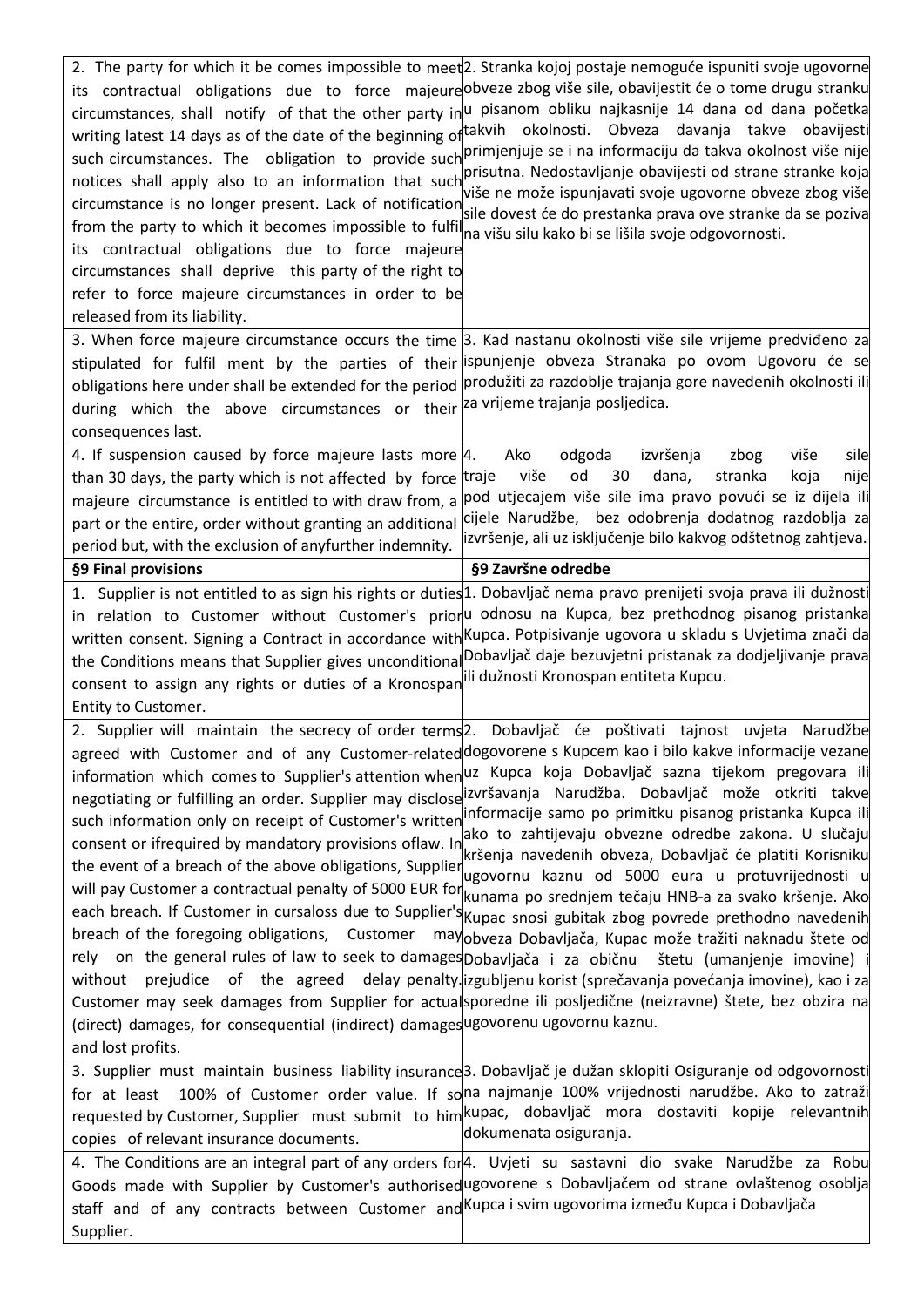| | |
|---|---|
| 2. The party for which it be comes impossible to meet its contractual obligations due to force majeure circumstances, shall notify of that the other party in writing latest 14 days as of the date of the beginning of such circumstances. The obligation to provide such notices shall apply also to an information that such circumstance is no longer present. Lack of notification from the party to which it becomes impossible to fulfil its contractual obligations due to force majeure circumstances shall deprive this party of the right to refer to force majeure circumstances in order to be released from its liability. | 2. Stranka kojoj postaje nemoguće ispuniti svoje ugovorne obveze zbog više sile, obavijestit će o tome drugu stranku u pisanom obliku najkasnije 14 dana od dana početka takvih okolnosti. Obveza davanja takve obavijesti primjenjuje se i na informaciju da takva okolnost više nije prisutna. Nedostavljanje obavijesti od strane stranke koja više ne može ispunjavati svoje ugovorne obveze zbog više sile dovest će do prestanka prava ove stranke da se poziva na višu silu kako bi se lišila svoje odgovornosti. |
| 3. When force majeure circumstance occurs the time stipulated for fulfil ment by the parties of their obligations here under shall be extended for the period during which the above circumstances or their consequences last. | 3. Kad nastanu okolnosti više sile vrijeme predviđeno za ispunjenje obveza Stranaka po ovom Ugovoru će se produžiti za razdoblje trajanja gore navedenih okolnosti ili za vrijeme trajanja posljedica. |
| 4. If suspension caused by force majeure lasts more than 30 days, the party which is not affected by force majeure circumstance is entitled to with draw from, a part or the entire, order without granting an additional period but, with the exclusion of anyfurther indemnity. | 4. Ako odgoda izvršenja zbog više sile traje više od 30 dana, stranka koja nije pod utjecajem više sile ima pravo povući se iz dijela ili cijele Narudžbe, bez odobrenja dodatnog razdoblja za izvršenje, ali uz isključenje bilo kakvog odštetnog zahtjeva. |
| **§9 Final provisions** | **§9 Završne odredbe** |
| 1. Supplier is not entitled to as sign his rights or duties in relation to Customer without Customer's prior written consent. Signing a Contract in accordance with the Conditions means that Supplier gives unconditional consent to assign any rights or duties of a Kronospan Entity to Customer. | 1. Dobavljač nema pravo prenijeti svoja prava ili dužnosti u odnosu na Kupca, bez prethodnog pisanog pristanka Kupca. Potpisivanje ugovora u skladu s Uvjetima znači da Dobavljač daje bezuvjetni pristanak za dodjeljivanje prava ili dužnosti Kronospan entiteta Kupcu. |
| 2. Supplier will maintain the secrecy of order terms agreed with Customer and of any Customer-related information which comes to Supplier's attention when negotiating or fulfilling an order. Supplier may disclose such information only on receipt of Customer's written consent or ifrequired by mandatory provisions oflaw. In the event of a breach of the above obligations, Supplier will pay Customer a contractual penalty of 5000 EUR for each breach. If Customer in cursaloss due to Supplier's breach of the foregoing obligations, Customer may rely on the general rules of law to seek to damages without prejudice of the agreed delay penalty. Customer may seek damages from Supplier for actual (direct) damages, for consequential (indirect) damages and lost profits. | 2. Dobavljač će poštivati tajnost uvjeta Narudžbe dogovorene s Kupcem kao i bilo kakve informacije vezane uz Kupca koja Dobavljač sazna tijekom pregovara ili izvršavanja Narudžba. Dobavljač može otkriti takve informacije samo po primitku pisanog pristanka Kupca ili ako to zahtijevaju obvezne odredbe zakona. U slučaju kršenja navedenih obveza, Dobavljač će platiti Korisniku ugovornu kaznu od 5000 eura u protuvrijednosti u kunama po srednjem tečaju HNB-a za svako kršenje. Ako Kupac snosi gubitak zbog povrede prethodno navedenih obveza Dobavljača, Kupac može tražiti naknadu štete od Dobavljača i za običnu štetu (umanjenje imovine) i izgubljenu korist (sprečavanja povećanja imovine), kao i za sporedne ili posljedične (neizravne) štete, bez obzira na ugovorenu ugovornu kaznu. |
| 3. Supplier must maintain business liability insurance for at least 100% of Customer order value. If so requested by Customer, Supplier must submit to him copies of relevant insurance documents. | 3. Dobavljač je dužan sklopiti Osiguranje od odgovornosti na najmanje 100% vrijednosti narudžbe. Ako to zatraži kupac, dobavljač mora dostaviti kopije relevantnih dokumenata osiguranja. |
| 4. The Conditions are an integral part of any orders for Goods made with Supplier by Customer's authorised staff and of any contracts between Customer and Supplier. | 4. Uvjeti su sastavni dio svake Narudžbe za Robu ugovorene s Dobavljačem od strane ovlaštenog osoblja Kupca i svim ugovorima između Kupca i Dobavljača |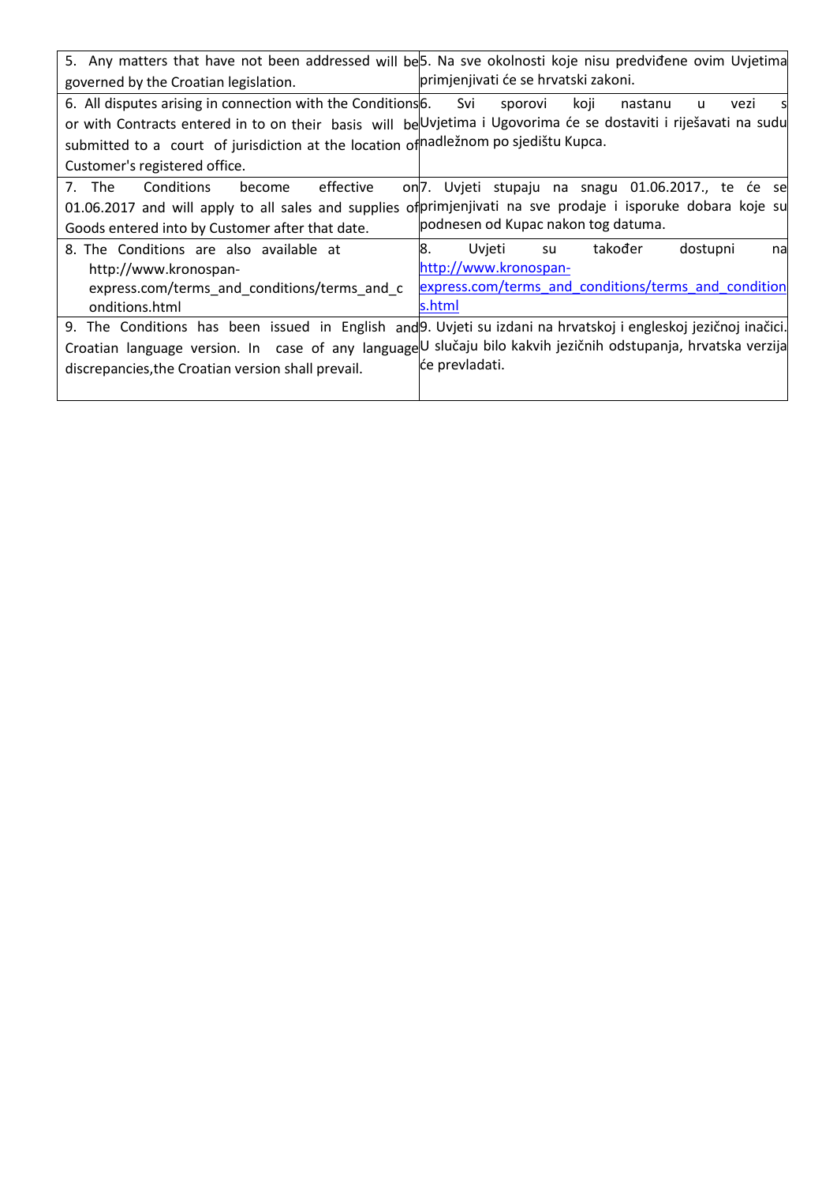| | |
|---|---|
| 5. Any matters that have not been addressed will be governed by the Croatian legislation. | 5. Na sve okolnosti koje nisu predviđene ovim Uvjetima primjenjivati će se hrvatski zakoni. |
| 6. All disputes arising in connection with the Conditions or with Contracts entered in to on their basis will be submitted to a court of jurisdiction at the location of Customer's registered office. | 6. Svi sporovi koji nastanu u vezi s Uvjetima i Ugovorima će se dostaviti i riješavati na sudu nadležnom po sjedištu Kupca. |
| 7. The Conditions become effective on 01.06.2017 and will apply to all sales and supplies of Goods entered into by Customer after that date. | 7. Uvjeti stupaju na snagu 01.06.2017., te će se primjenjivati na sve prodaje i isporuke dobara koje su podnesen od Kupac nakon tog datuma. |
| 8. The Conditions are also available at http://www.kronospan-express.com/terms_and_conditions/terms_and_conditions.html | 8. Uvjeti su također dostupni na http://www.kronospan-express.com/terms_and_conditions/terms_and_conditions.html |
| 9. The Conditions has been issued in English and Croatian language version. In case of any language discrepancies,the Croatian version shall prevail. | 9. Uvjeti su izdani na hrvatskoj i engleskoj jezičnoj inačici. U slučaju bilo kakvih jezičnih odstupanja, hrvatska verzija će prevladati. |